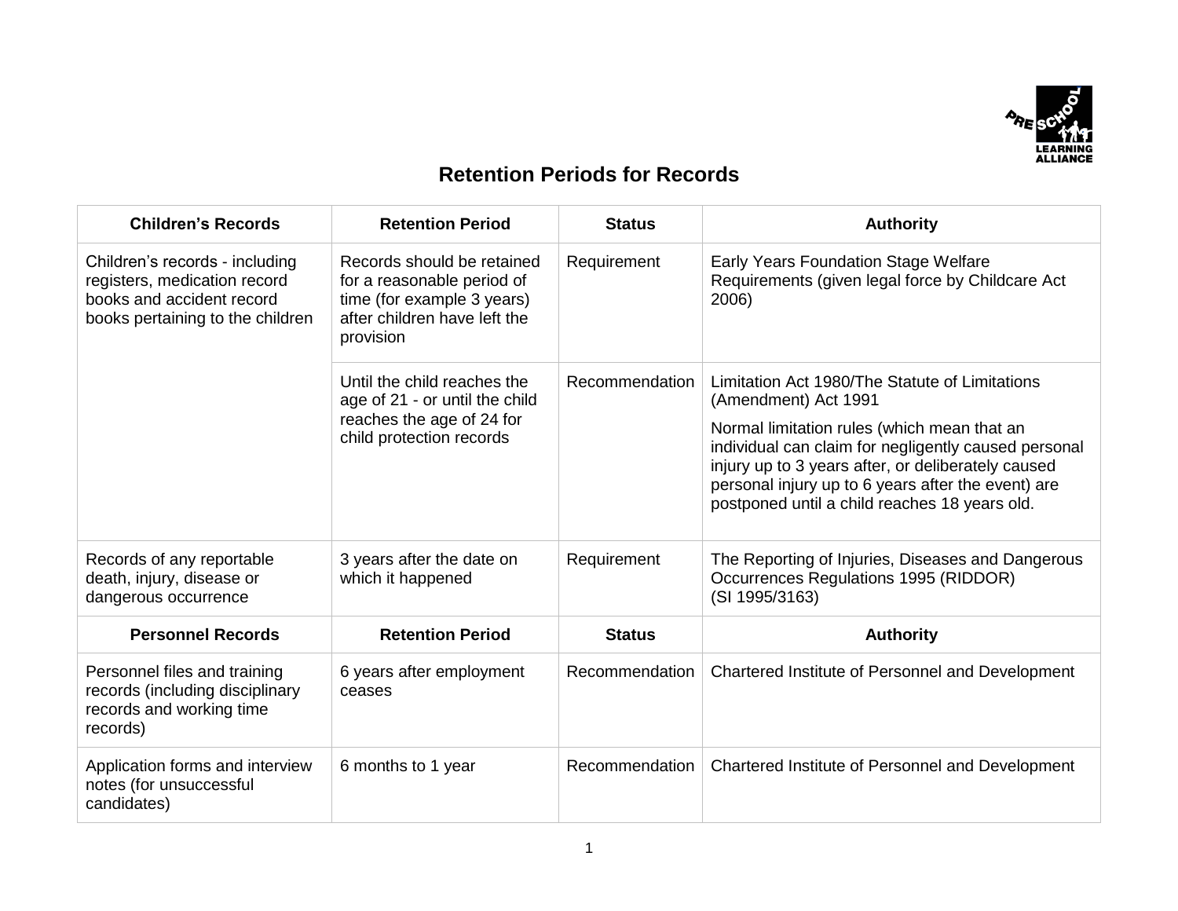# Retention Periods for Records

| Children's Records | Retention Period | Status | Authority |
| --- | --- | --- | --- |
| Children's records - including registers, medication record books and accident record books pertaining to the children | Records should be retained for a reasonable period of time (for example 3 years) after children have left the provision | Requirement | Early Years Foundation Stage Welfare Requirements (given legal force by Childcare Act 2006) |
| | Until the child reaches the age of 21 - or until the child reaches the age of 24 for child protection records | Recommendation | Limitation Act 1980/The Statute of Limitations (Amendment) Act 1991<br><br>Normal limitation rules (which mean that an individual can claim for negligently caused personal injury up to 3 years after, or deliberately caused personal injury up to 6 years after the event) are postponed until a child reaches 18 years old. |
| Records of any reportable death, injury, disease or dangerous occurrence | 3 years after the date on which it happened | Requirement | The Reporting of Injuries, Diseases and Dangerous Occurrences Regulations 1995 (RIDDOR) (SI 1995/3163) |
| **Personnel Records** | **Retention Period** | **Status** | **Authority** |
| Personnel files and training records (including disciplinary records and working time records) | 6 years after employment ceases | Recommendation | Chartered Institute of Personnel and Development |
| Application forms and interview notes (for unsuccessful candidates) | 6 months to 1 year | Recommendation | Chartered Institute of Personnel and Development |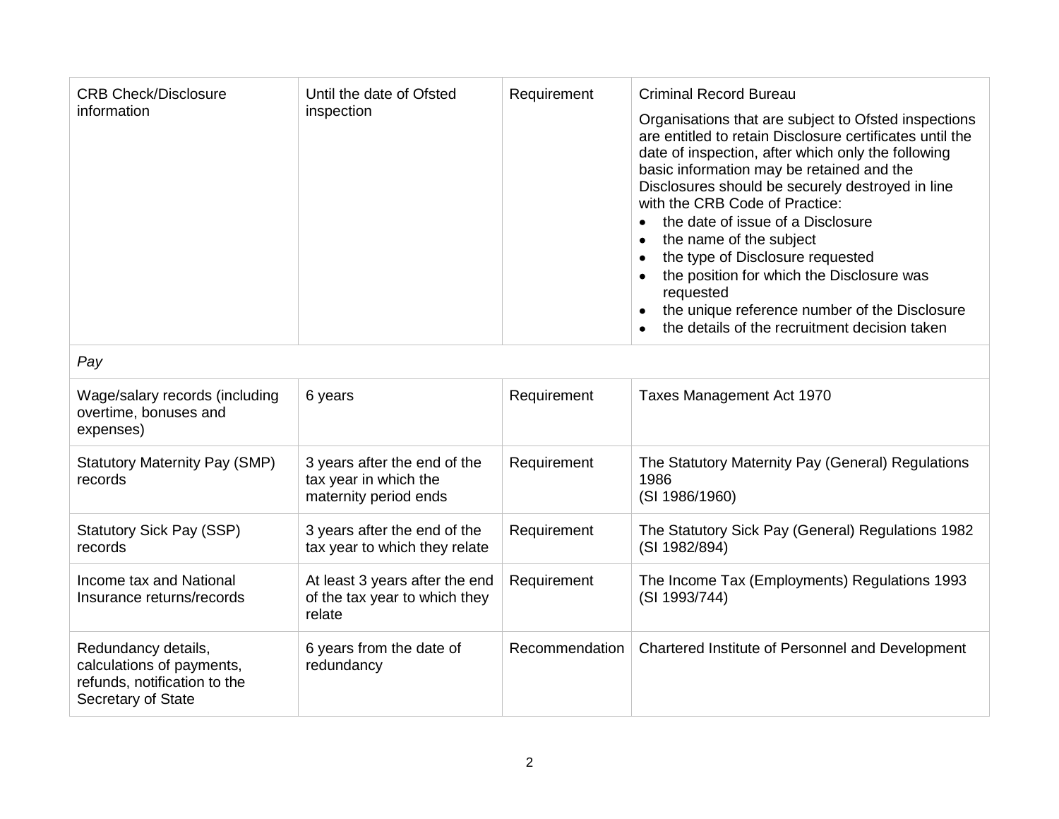| | | | |
|---|---|---|---|
| CRB Check/Disclosure information | Until the date of Ofsted inspection | Requirement | Criminal Record Bureau<br><br>Organisations that are subject to Ofsted inspections are entitled to retain Disclosure certificates until the date of inspection, after which only the following basic information may be retained and the Disclosures should be securely destroyed in line with the CRB Code of Practice:<br>• the date of issue of a Disclosure<br>• the name of the subject<br>• the type of Disclosure requested<br>• the position for which the Disclosure was requested<br>• the unique reference number of the Disclosure<br>• the details of the recruitment decision taken |
| *Pay* | | | |
| Wage/salary records (including overtime, bonuses and expenses) | 6 years | Requirement | Taxes Management Act 1970 |
| Statutory Maternity Pay (SMP) records | 3 years after the end of the tax year in which the maternity period ends | Requirement | The Statutory Maternity Pay (General) Regulations 1986<br>(SI 1986/1960) |
| Statutory Sick Pay (SSP) records | 3 years after the end of the tax year to which they relate | Requirement | The Statutory Sick Pay (General) Regulations 1982 (SI 1982/894) |
| Income tax and National Insurance returns/records | At least 3 years after the end of the tax year to which they relate | Requirement | The Income Tax (Employments) Regulations 1993 (SI 1993/744) |
| Redundancy details, calculations of payments, refunds, notification to the Secretary of State | 6 years from the date of redundancy | Recommendation | Chartered Institute of Personnel and Development |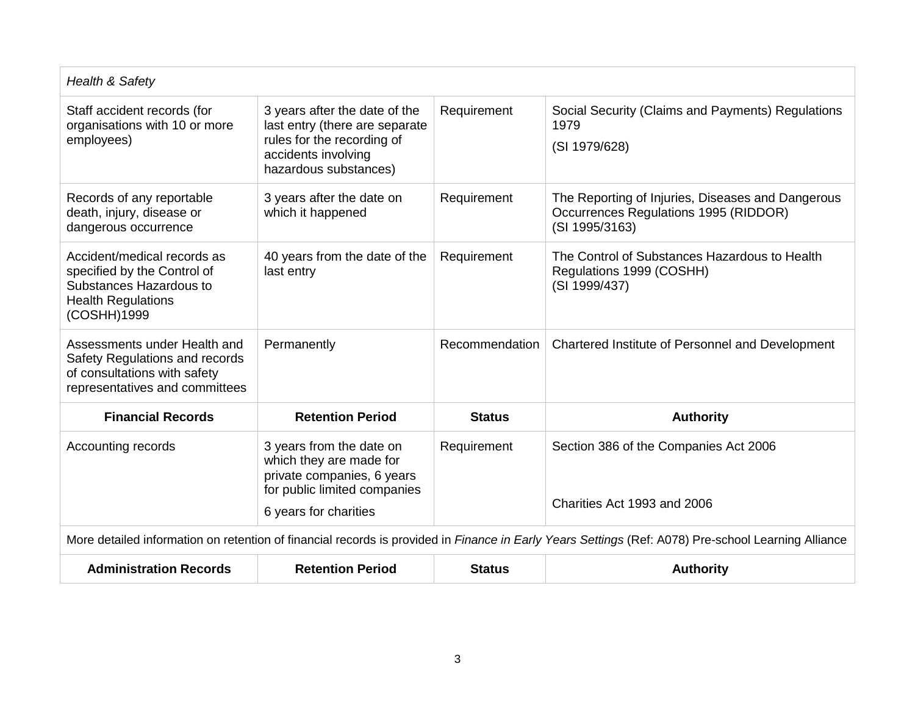| | | | |
|---|---|---|---|
| *Health & Safety* | | | |
| Staff accident records (for organisations with 10 or more employees) | 3 years after the date of the last entry (there are separate rules for the recording of accidents involving hazardous substances) | Requirement | Social Security (Claims and Payments) Regulations 1979<br>(SI 1979/628) |
| Records of any reportable death, injury, disease or dangerous occurrence | 3 years after the date on which it happened | Requirement | The Reporting of Injuries, Diseases and Dangerous Occurrences Regulations 1995 (RIDDOR)<br>(SI 1995/3163) |
| Accident/medical records as specified by the Control of Substances Hazardous to Health Regulations (COSHH)1999 | 40 years from the date of the last entry | Requirement | The Control of Substances Hazardous to Health Regulations 1999 (COSHH)<br>(SI 1999/437) |
| Assessments under Health and Safety Regulations and records of consultations with safety representatives and committees | Permanently | Recommendation | Chartered Institute of Personnel and Development |
| **Financial Records** | **Retention Period** | **Status** | **Authority** |
| Accounting records | 3 years from the date on which they are made for private companies, 6 years for public limited companies<br>6 years for charities | Requirement | Section 386 of the Companies Act 2006<br>Charities Act 1993 and 2006 |
| More detailed information on retention of financial records is provided in *Finance in Early Years Settings* (Ref: A078) Pre-school Learning Alliance | | | |
| **Administration Records** | **Retention Period** | **Status** | **Authority** |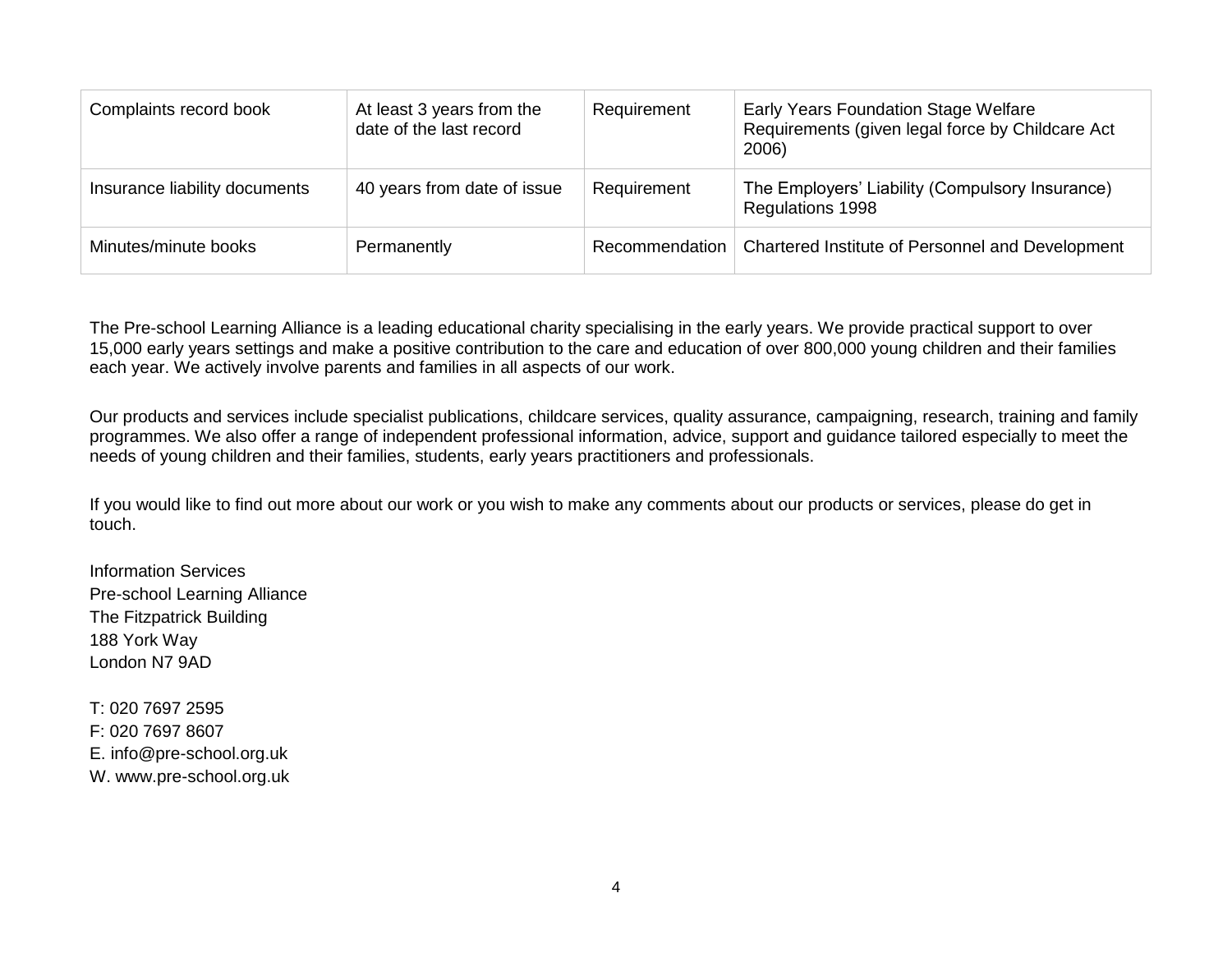| | | | |
|---|---|---|---|
| Complaints record book | At least 3 years from the date of the last record | Requirement | Early Years Foundation Stage Welfare Requirements (given legal force by Childcare Act 2006) |
| Insurance liability documents | 40 years from date of issue | Requirement | The Employers' Liability (Compulsory Insurance) Regulations 1998 |
| Minutes/minute books | Permanently | Recommendation | Chartered Institute of Personnel and Development |

The Pre-school Learning Alliance is a leading educational charity specialising in the early years. We provide practical support to over 15,000 early years settings and make a positive contribution to the care and education of over 800,000 young children and their families each year. We actively involve parents and families in all aspects of our work.

Our products and services include specialist publications, childcare services, quality assurance, campaigning, research, training and family programmes. We also offer a range of independent professional information, advice, support and guidance tailored especially to meet the needs of young children and their families, students, early years practitioners and professionals.

If you would like to find out more about our work or you wish to make any comments about our products or services, please do get in touch.

Information Services
Pre-school Learning Alliance
The Fitzpatrick Building
188 York Way
London N7 9AD

T: 020 7697 2595
F: 020 7697 8607
E. info@pre-school.org.uk
W. www.pre-school.org.uk